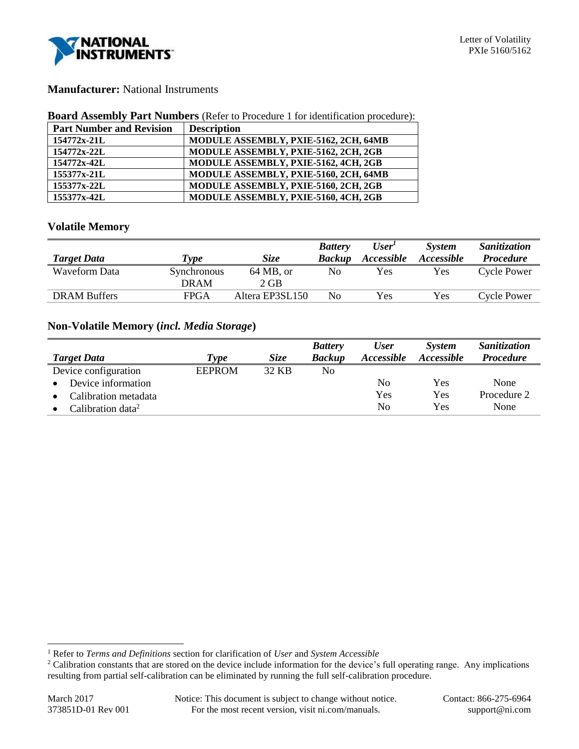**Manufacturer:** National Instruments

**Board Assembly Part Numbers** (Refer to Procedure 1 for identification procedure):

| Part Number and Revision | Description |
|---|---|
| 154772x-21L | MODULE ASSEMBLY, PXIE-5162, 2CH, 64MB |
| 154772x-22L | MODULE ASSEMBLY, PXIE-5162, 2CH, 2GB |
| 154772x-42L | MODULE ASSEMBLY, PXIE-5162, 4CH, 2GB |
| 155377x-21L | MODULE ASSEMBLY, PXIE-5160, 2CH, 64MB |
| 155377x-22L | MODULE ASSEMBLY, PXIE-5160, 2CH, 2GB |
| 155377x-42L | MODULE ASSEMBLY, PXIE-5160, 4CH, 2GB |

## Volatile Memory

| *Target Data* | *Type* | *Size* | *Battery Backup* | *User[1] Accessible* | *System Accessible* | *Sanitization Procedure* |
|---|---|---|---|---|---|---|
| Waveform Data | Synchronous DRAM | 64 MB, or 2 GB | No | Yes | Yes | Cycle Power |
| DRAM Buffers | FPGA | Altera EP3SL150 | No | Yes | Yes | Cycle Power |

## Non-Volatile Memory (*incl. Media Storage*)

| *Target Data* | *Type* | *Size* | *Battery Backup* | *User Accessible* | *System Accessible* | *Sanitization Procedure* |
|---|---|---|---|---|---|---|
| Device configuration | EEPROM | 32 KB | No | | | |
| • Device information | | | | No | Yes | None |
| • Calibration metadata | | | | Yes | Yes | Procedure 2 |
| • Calibration data[2] | | | | No | Yes | None |

[1] Refer to *Terms and Definitions* section for clarification of *User* and *System Accessible*

[2] Calibration constants that are stored on the device include information for the device's full operating range. Any implications resulting from partial self-calibration can be eliminated by running the full self-calibration procedure.

March 2017
373851D-01 Rev 001

Notice: This document is subject to change without notice.
For the most recent version, visit ni.com/manuals.

Contact: 866-275-6964
support@ni.com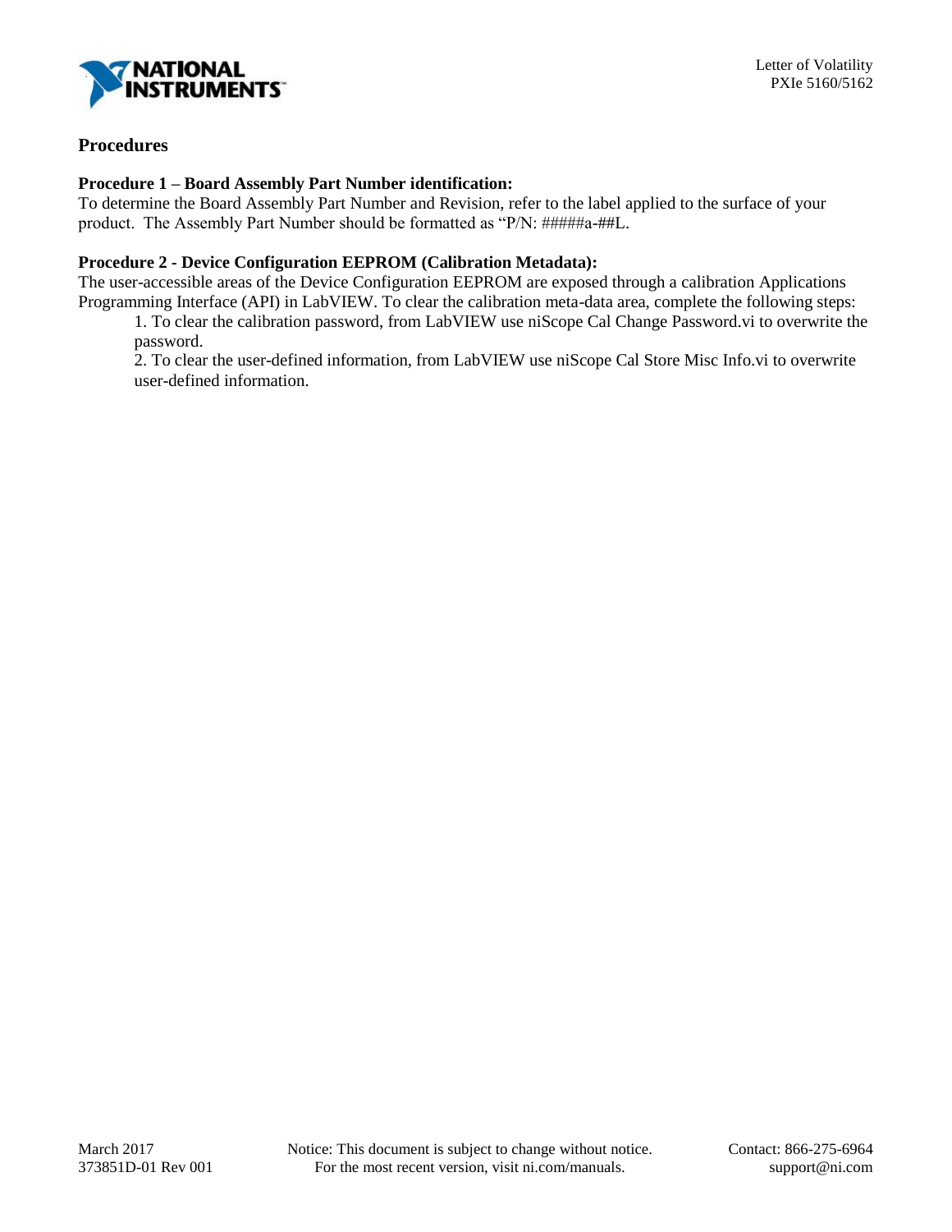## Procedures

**Procedure 1 – Board Assembly Part Number identification:**
To determine the Board Assembly Part Number and Revision, refer to the label applied to the surface of your product. The Assembly Part Number should be formatted as "P/N: #####a-##L.

**Procedure 2 - Device Configuration EEPROM (Calibration Metadata):**
The user-accessible areas of the Device Configuration EEPROM are exposed through a calibration Applications Programming Interface (API) in LabVIEW. To clear the calibration meta-data area, complete the following steps:

1. To clear the calibration password, from LabVIEW use niScope Cal Change Password.vi to overwrite the password.
2. To clear the user-defined information, from LabVIEW use niScope Cal Store Misc Info.vi to overwrite user-defined information.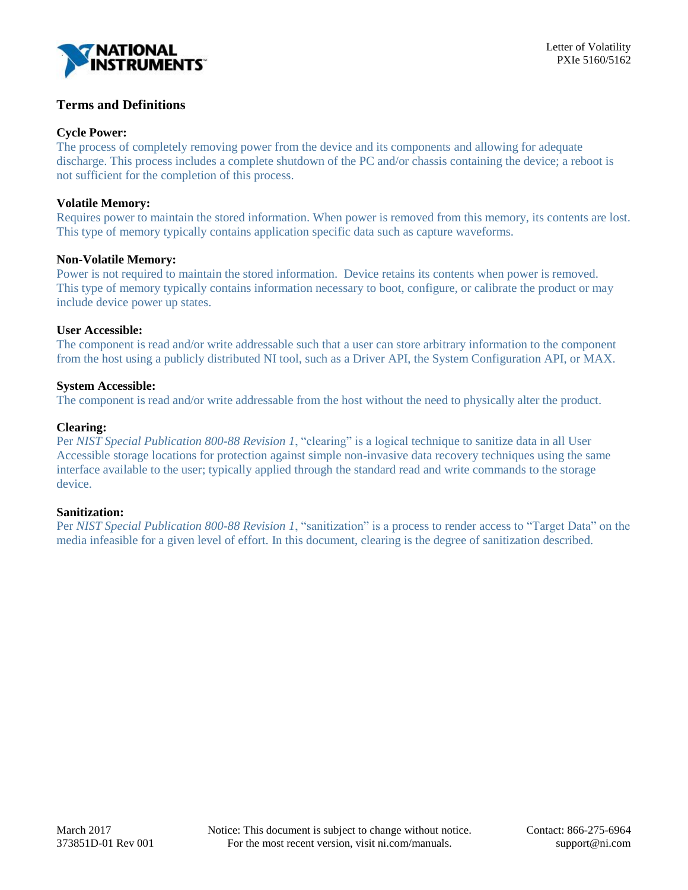## Terms and Definitions

**Cycle Power:**
The process of completely removing power from the device and its components and allowing for adequate discharge. This process includes a complete shutdown of the PC and/or chassis containing the device; a reboot is not sufficient for the completion of this process.

**Volatile Memory:**
Requires power to maintain the stored information. When power is removed from this memory, its contents are lost. This type of memory typically contains application specific data such as capture waveforms.

**Non-Volatile Memory:**
Power is not required to maintain the stored information. Device retains its contents when power is removed. This type of memory typically contains information necessary to boot, configure, or calibrate the product or may include device power up states.

**User Accessible:**
The component is read and/or write addressable such that a user can store arbitrary information to the component from the host using a publicly distributed NI tool, such as a Driver API, the System Configuration API, or MAX.

**System Accessible:**
The component is read and/or write addressable from the host without the need to physically alter the product.

**Clearing:**
Per *NIST Special Publication 800-88 Revision 1*, "clearing" is a logical technique to sanitize data in all User Accessible storage locations for protection against simple non-invasive data recovery techniques using the same interface available to the user; typically applied through the standard read and write commands to the storage device.

**Sanitization:**
Per *NIST Special Publication 800-88 Revision 1*, "sanitization" is a process to render access to "Target Data" on the media infeasible for a given level of effort. In this document, clearing is the degree of sanitization described.